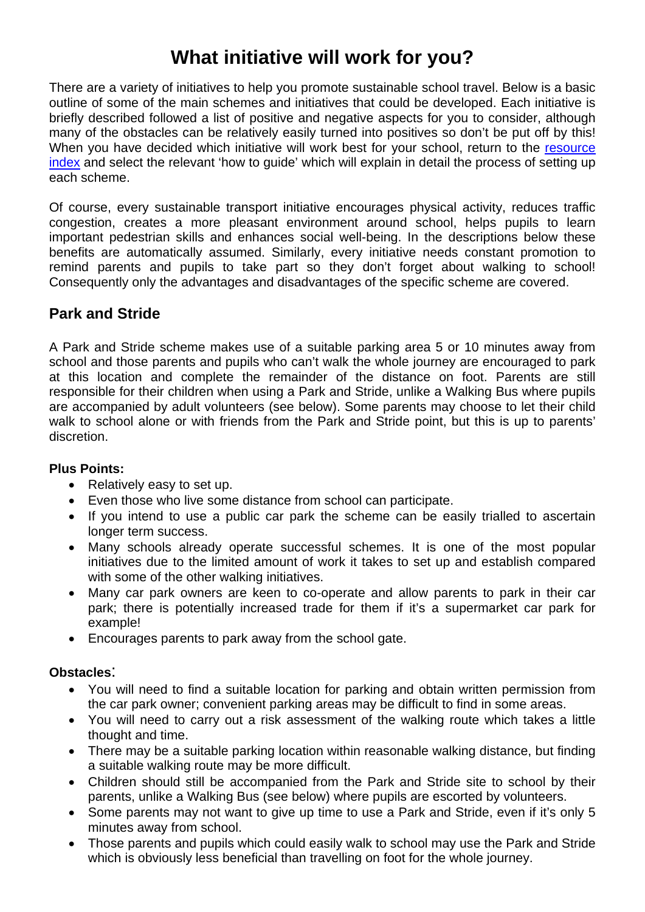# What initiative will work for you?

There are a variety of initiatives to help you promote sustainable school travel. Below is a basic outline of some of the main schemes and initiatives that could be developed. Each initiative is briefly described followed a list of positive and negative aspects for you to consider, although many of the obstacles can be relatively easily turned into positives so don't be put off by this! When you have decided which initiative will work best for your school, return to the resource index and select the relevant 'how to guide' which will explain in detail the process of setting up each scheme.

Of course, every sustainable transport initiative encourages physical activity, reduces traffic congestion, creates a more pleasant environment around school, helps pupils to learn important pedestrian skills and enhances social well-being. In the descriptions below these benefits are automatically assumed. Similarly, every initiative needs constant promotion to remind parents and pupils to take part so they don't forget about walking to school! Consequently only the advantages and disadvantages of the specific scheme are covered.

## Park and Stride

A Park and Stride scheme makes use of a suitable parking area 5 or 10 minutes away from school and those parents and pupils who can't walk the whole journey are encouraged to park at this location and complete the remainder of the distance on foot. Parents are still responsible for their children when using a Park and Stride, unlike a Walking Bus where pupils are accompanied by adult volunteers (see below). Some parents may choose to let their child walk to school alone or with friends from the Park and Stride point, but this is up to parents' discretion.

**Plus Points:**

- Relatively easy to set up.
- Even those who live some distance from school can participate.
- If you intend to use a public car park the scheme can be easily trialled to ascertain longer term success.
- Many schools already operate successful schemes. It is one of the most popular initiatives due to the limited amount of work it takes to set up and establish compared with some of the other walking initiatives.
- Many car park owners are keen to co-operate and allow parents to park in their car park; there is potentially increased trade for them if it's a supermarket car park for example!
- Encourages parents to park away from the school gate.

**Obstacles:**

- You will need to find a suitable location for parking and obtain written permission from the car park owner; convenient parking areas may be difficult to find in some areas.
- You will need to carry out a risk assessment of the walking route which takes a little thought and time.
- There may be a suitable parking location within reasonable walking distance, but finding a suitable walking route may be more difficult.
- Children should still be accompanied from the Park and Stride site to school by their parents, unlike a Walking Bus (see below) where pupils are escorted by volunteers.
- Some parents may not want to give up time to use a Park and Stride, even if it's only 5 minutes away from school.
- Those parents and pupils which could easily walk to school may use the Park and Stride which is obviously less beneficial than travelling on foot for the whole journey.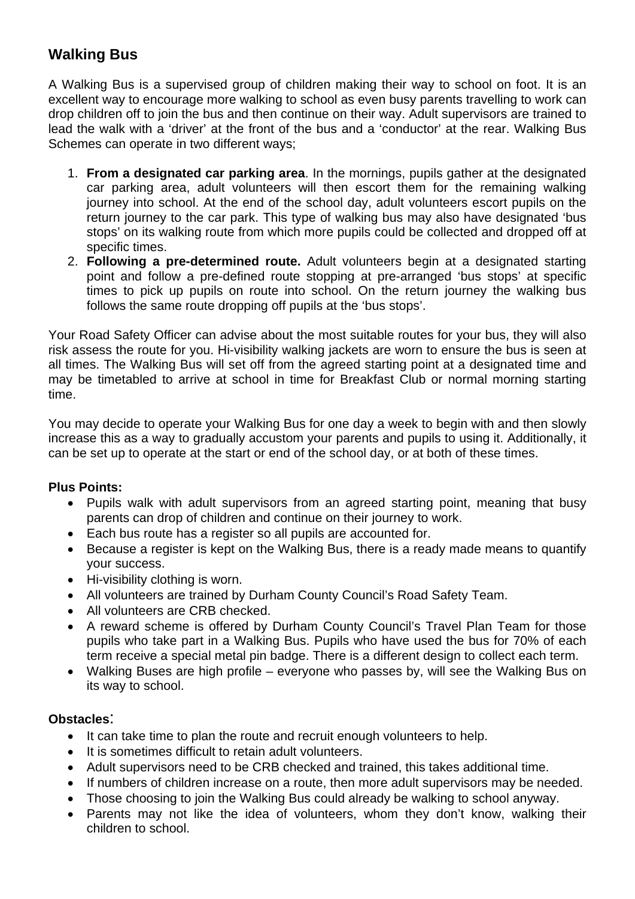## Walking Bus

A Walking Bus is a supervised group of children making their way to school on foot. It is an excellent way to encourage more walking to school as even busy parents travelling to work can drop children off to join the bus and then continue on their way. Adult supervisors are trained to lead the walk with a 'driver' at the front of the bus and a 'conductor' at the rear. Walking Bus Schemes can operate in two different ways;

1. **From a designated car parking area**. In the mornings, pupils gather at the designated car parking area, adult volunteers will then escort them for the remaining walking journey into school. At the end of the school day, adult volunteers escort pupils on the return journey to the car park. This type of walking bus may also have designated 'bus stops' on its walking route from which more pupils could be collected and dropped off at specific times.
2. **Following a pre-determined route.** Adult volunteers begin at a designated starting point and follow a pre-defined route stopping at pre-arranged 'bus stops' at specific times to pick up pupils on route into school. On the return journey the walking bus follows the same route dropping off pupils at the 'bus stops'.

Your Road Safety Officer can advise about the most suitable routes for your bus, they will also risk assess the route for you. Hi-visibility walking jackets are worn to ensure the bus is seen at all times. The Walking Bus will set off from the agreed starting point at a designated time and may be timetabled to arrive at school in time for Breakfast Club or normal morning starting time.

You may decide to operate your Walking Bus for one day a week to begin with and then slowly increase this as a way to gradually accustom your parents and pupils to using it. Additionally, it can be set up to operate at the start or end of the school day, or at both of these times.

**Plus Points:**

- Pupils walk with adult supervisors from an agreed starting point, meaning that busy parents can drop of children and continue on their journey to work.
- Each bus route has a register so all pupils are accounted for.
- Because a register is kept on the Walking Bus, there is a ready made means to quantify your success.
- Hi-visibility clothing is worn.
- All volunteers are trained by Durham County Council's Road Safety Team.
- All volunteers are CRB checked.
- A reward scheme is offered by Durham County Council's Travel Plan Team for those pupils who take part in a Walking Bus. Pupils who have used the bus for 70% of each term receive a special metal pin badge. There is a different design to collect each term.
- Walking Buses are high profile – everyone who passes by, will see the Walking Bus on its way to school.

**Obstacles:**

- It can take time to plan the route and recruit enough volunteers to help.
- It is sometimes difficult to retain adult volunteers.
- Adult supervisors need to be CRB checked and trained, this takes additional time.
- If numbers of children increase on a route, then more adult supervisors may be needed.
- Those choosing to join the Walking Bus could already be walking to school anyway.
- Parents may not like the idea of volunteers, whom they don't know, walking their children to school.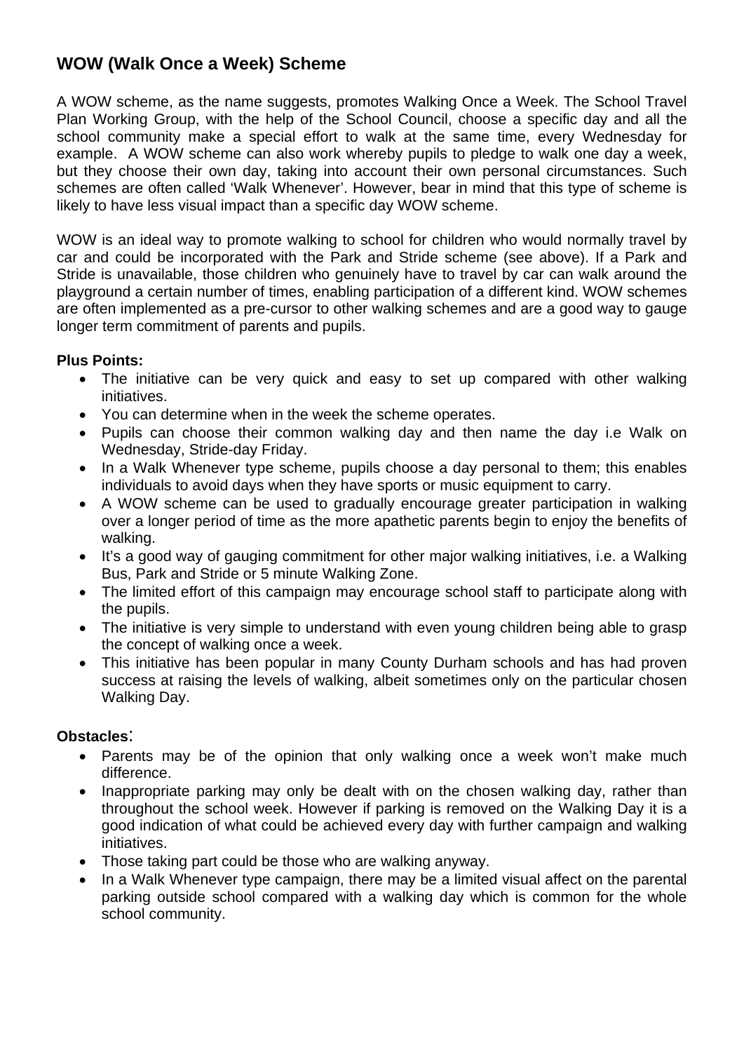## WOW (Walk Once a Week) Scheme

A WOW scheme, as the name suggests, promotes Walking Once a Week. The School Travel Plan Working Group, with the help of the School Council, choose a specific day and all the school community make a special effort to walk at the same time, every Wednesday for example. A WOW scheme can also work whereby pupils to pledge to walk one day a week, but they choose their own day, taking into account their own personal circumstances. Such schemes are often called 'Walk Whenever'. However, bear in mind that this type of scheme is likely to have less visual impact than a specific day WOW scheme.

WOW is an ideal way to promote walking to school for children who would normally travel by car and could be incorporated with the Park and Stride scheme (see above). If a Park and Stride is unavailable, those children who genuinely have to travel by car can walk around the playground a certain number of times, enabling participation of a different kind. WOW schemes are often implemented as a pre-cursor to other walking schemes and are a good way to gauge longer term commitment of parents and pupils.

**Plus Points:**

- The initiative can be very quick and easy to set up compared with other walking initiatives.
- You can determine when in the week the scheme operates.
- Pupils can choose their common walking day and then name the day i.e Walk on Wednesday, Stride-day Friday.
- In a Walk Whenever type scheme, pupils choose a day personal to them; this enables individuals to avoid days when they have sports or music equipment to carry.
- A WOW scheme can be used to gradually encourage greater participation in walking over a longer period of time as the more apathetic parents begin to enjoy the benefits of walking.
- It's a good way of gauging commitment for other major walking initiatives, i.e. a Walking Bus, Park and Stride or 5 minute Walking Zone.
- The limited effort of this campaign may encourage school staff to participate along with the pupils.
- The initiative is very simple to understand with even young children being able to grasp the concept of walking once a week.
- This initiative has been popular in many County Durham schools and has had proven success at raising the levels of walking, albeit sometimes only on the particular chosen Walking Day.

**Obstacles:**

- Parents may be of the opinion that only walking once a week won't make much difference.
- Inappropriate parking may only be dealt with on the chosen walking day, rather than throughout the school week. However if parking is removed on the Walking Day it is a good indication of what could be achieved every day with further campaign and walking initiatives.
- Those taking part could be those who are walking anyway.
- In a Walk Whenever type campaign, there may be a limited visual affect on the parental parking outside school compared with a walking day which is common for the whole school community.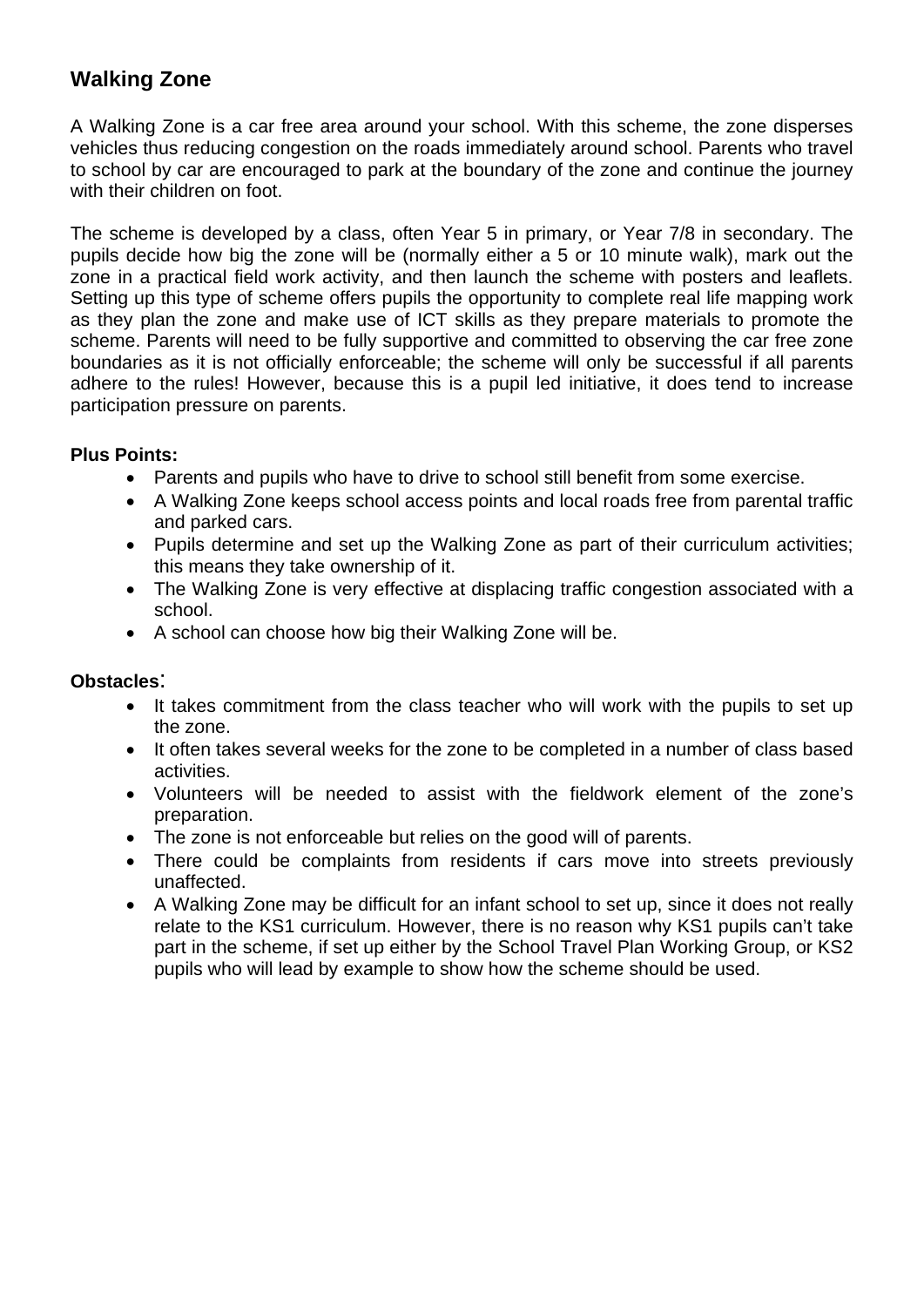## Walking Zone

A Walking Zone is a car free area around your school. With this scheme, the zone disperses vehicles thus reducing congestion on the roads immediately around school. Parents who travel to school by car are encouraged to park at the boundary of the zone and continue the journey with their children on foot.

The scheme is developed by a class, often Year 5 in primary, or Year 7/8 in secondary. The pupils decide how big the zone will be (normally either a 5 or 10 minute walk), mark out the zone in a practical field work activity, and then launch the scheme with posters and leaflets. Setting up this type of scheme offers pupils the opportunity to complete real life mapping work as they plan the zone and make use of ICT skills as they prepare materials to promote the scheme. Parents will need to be fully supportive and committed to observing the car free zone boundaries as it is not officially enforceable; the scheme will only be successful if all parents adhere to the rules! However, because this is a pupil led initiative, it does tend to increase participation pressure on parents.

**Plus Points:**

- Parents and pupils who have to drive to school still benefit from some exercise.
- A Walking Zone keeps school access points and local roads free from parental traffic and parked cars.
- Pupils determine and set up the Walking Zone as part of their curriculum activities; this means they take ownership of it.
- The Walking Zone is very effective at displacing traffic congestion associated with a school.
- A school can choose how big their Walking Zone will be.

**Obstacles:**

- It takes commitment from the class teacher who will work with the pupils to set up the zone.
- It often takes several weeks for the zone to be completed in a number of class based activities.
- Volunteers will be needed to assist with the fieldwork element of the zone's preparation.
- The zone is not enforceable but relies on the good will of parents.
- There could be complaints from residents if cars move into streets previously unaffected.
- A Walking Zone may be difficult for an infant school to set up, since it does not really relate to the KS1 curriculum. However, there is no reason why KS1 pupils can't take part in the scheme, if set up either by the School Travel Plan Working Group, or KS2 pupils who will lead by example to show how the scheme should be used.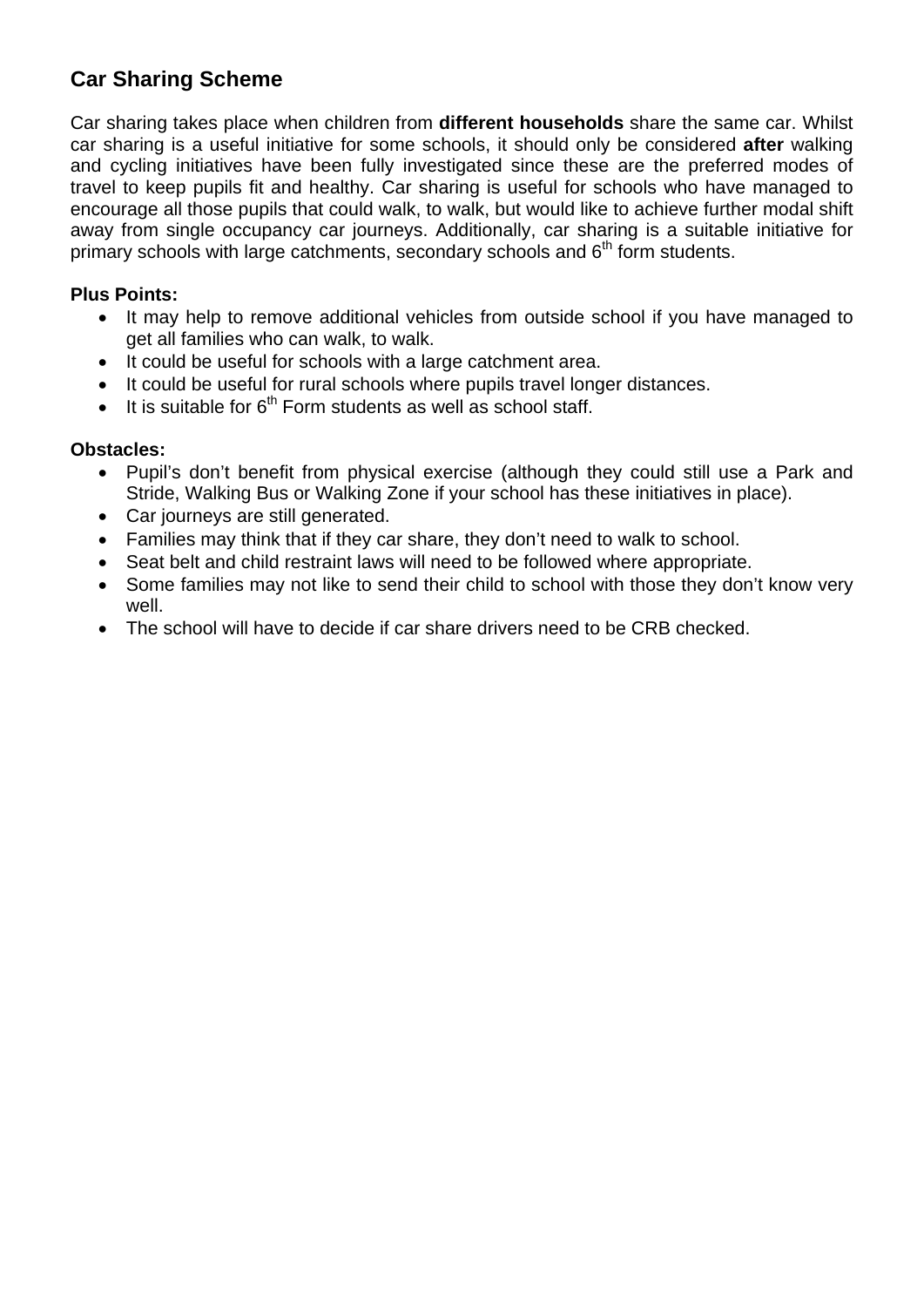## Car Sharing Scheme

Car sharing takes place when children from **different households** share the same car. Whilst car sharing is a useful initiative for some schools, it should only be considered **after** walking and cycling initiatives have been fully investigated since these are the preferred modes of travel to keep pupils fit and healthy. Car sharing is useful for schools who have managed to encourage all those pupils that could walk, to walk, but would like to achieve further modal shift away from single occupancy car journeys. Additionally, car sharing is a suitable initiative for primary schools with large catchments, secondary schools and 6th form students.

**Plus Points:**

- It may help to remove additional vehicles from outside school if you have managed to get all families who can walk, to walk.
- It could be useful for schools with a large catchment area.
- It could be useful for rural schools where pupils travel longer distances.
- It is suitable for 6th Form students as well as school staff.

**Obstacles:**

- Pupil's don't benefit from physical exercise (although they could still use a Park and Stride, Walking Bus or Walking Zone if your school has these initiatives in place).
- Car journeys are still generated.
- Families may think that if they car share, they don't need to walk to school.
- Seat belt and child restraint laws will need to be followed where appropriate.
- Some families may not like to send their child to school with those they don't know very well.
- The school will have to decide if car share drivers need to be CRB checked.